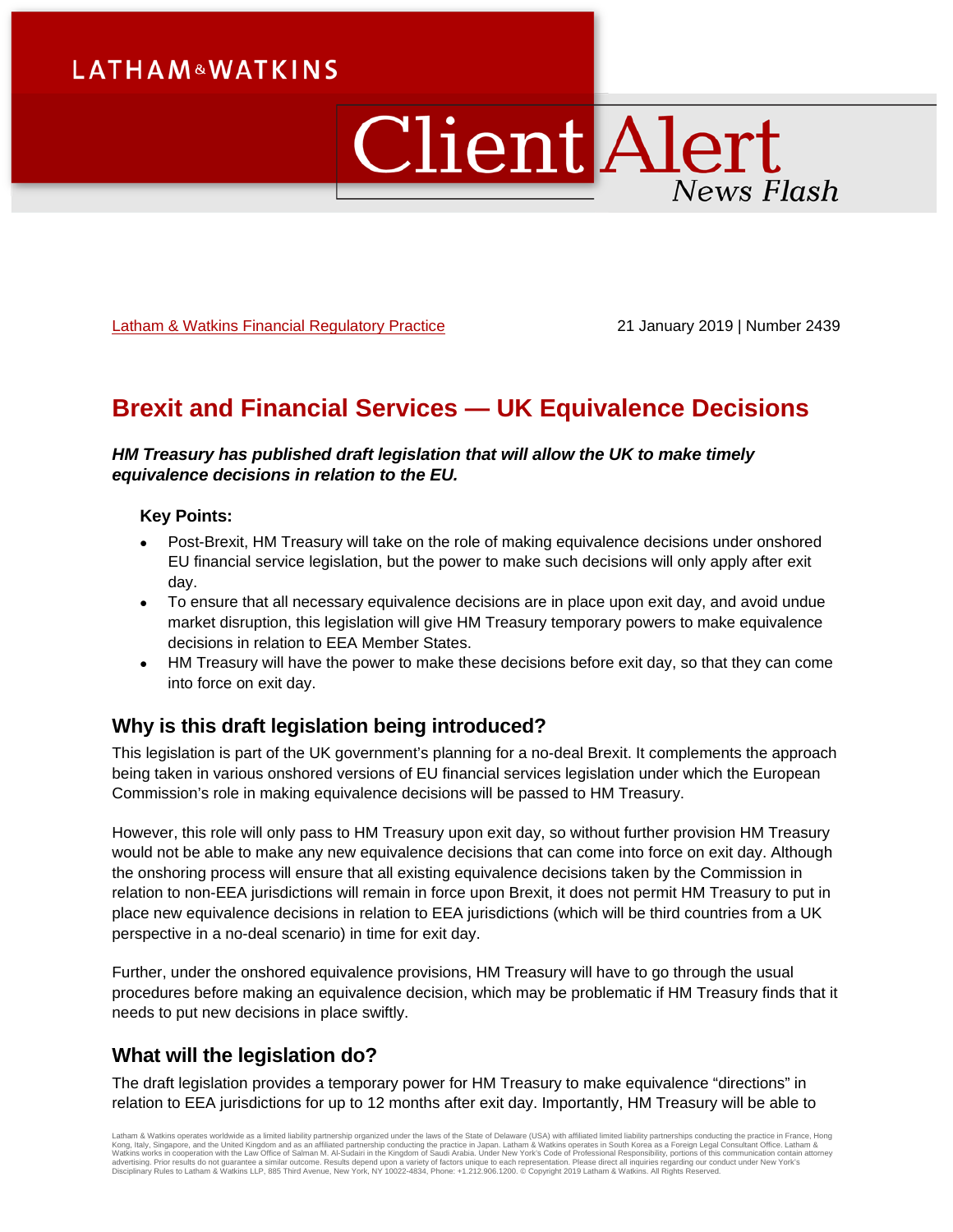LATHAM & WATKINS

# Client Alert
News Flash

Latham & Watkins Financial Regulatory Practice

21 January 2019 | Number 2439

## Brexit and Financial Services — UK Equivalence Decisions

***HM Treasury has published draft legislation that will allow the UK to make timely equivalence decisions in relation to the EU.***

**Key Points:**

- Post-Brexit, HM Treasury will take on the role of making equivalence decisions under onshored EU financial service legislation, but the power to make such decisions will only apply after exit day.
- To ensure that all necessary equivalence decisions are in place upon exit day, and avoid undue market disruption, this legislation will give HM Treasury temporary powers to make equivalence decisions in relation to EEA Member States.
- HM Treasury will have the power to make these decisions before exit day, so that they can come into force on exit day.

### Why is this draft legislation being introduced?

This legislation is part of the UK government's planning for a no-deal Brexit. It complements the approach being taken in various onshored versions of EU financial services legislation under which the European Commission's role in making equivalence decisions will be passed to HM Treasury.

However, this role will only pass to HM Treasury upon exit day, so without further provision HM Treasury would not be able to make any new equivalence decisions that can come into force on exit day. Although the onshoring process will ensure that all existing equivalence decisions taken by the Commission in relation to non-EEA jurisdictions will remain in force upon Brexit, it does not permit HM Treasury to put in place new equivalence decisions in relation to EEA jurisdictions (which will be third countries from a UK perspective in a no-deal scenario) in time for exit day.

Further, under the onshored equivalence provisions, HM Treasury will have to go through the usual procedures before making an equivalence decision, which may be problematic if HM Treasury finds that it needs to put new decisions in place swiftly.

### What will the legislation do?

The draft legislation provides a temporary power for HM Treasury to make equivalence "directions" in relation to EEA jurisdictions for up to 12 months after exit day. Importantly, HM Treasury will be able to

Latham & Watkins operates worldwide as a limited liability partnership organized under the laws of the State of Delaware (USA) with affiliated limited liability partnerships conducting the practice in France, Hong Kong, Italy, Singapore, and the United Kingdom and as an affiliated partnership conducting the practice in Japan. Latham & Watkins operates in South Korea as a Foreign Legal Consultant Office. Latham & Watkins works in cooperation with the Law Office of Salman M. Al-Sudairi in the Kingdom of Saudi Arabia. Under New York's Code of Professional Responsibility, portions of this communication contain attorney advertising. Prior results do not guarantee a similar outcome. Results depend upon a variety of factors unique to each representation. Please direct all inquiries regarding our conduct under New York's Disciplinary Rules to Latham & Watkins LLP, 885 Third Avenue, New York, NY 10022-4834, Phone: +1.212.906.1200. © Copyright 2019 Latham & Watkins. All Rights Reserved.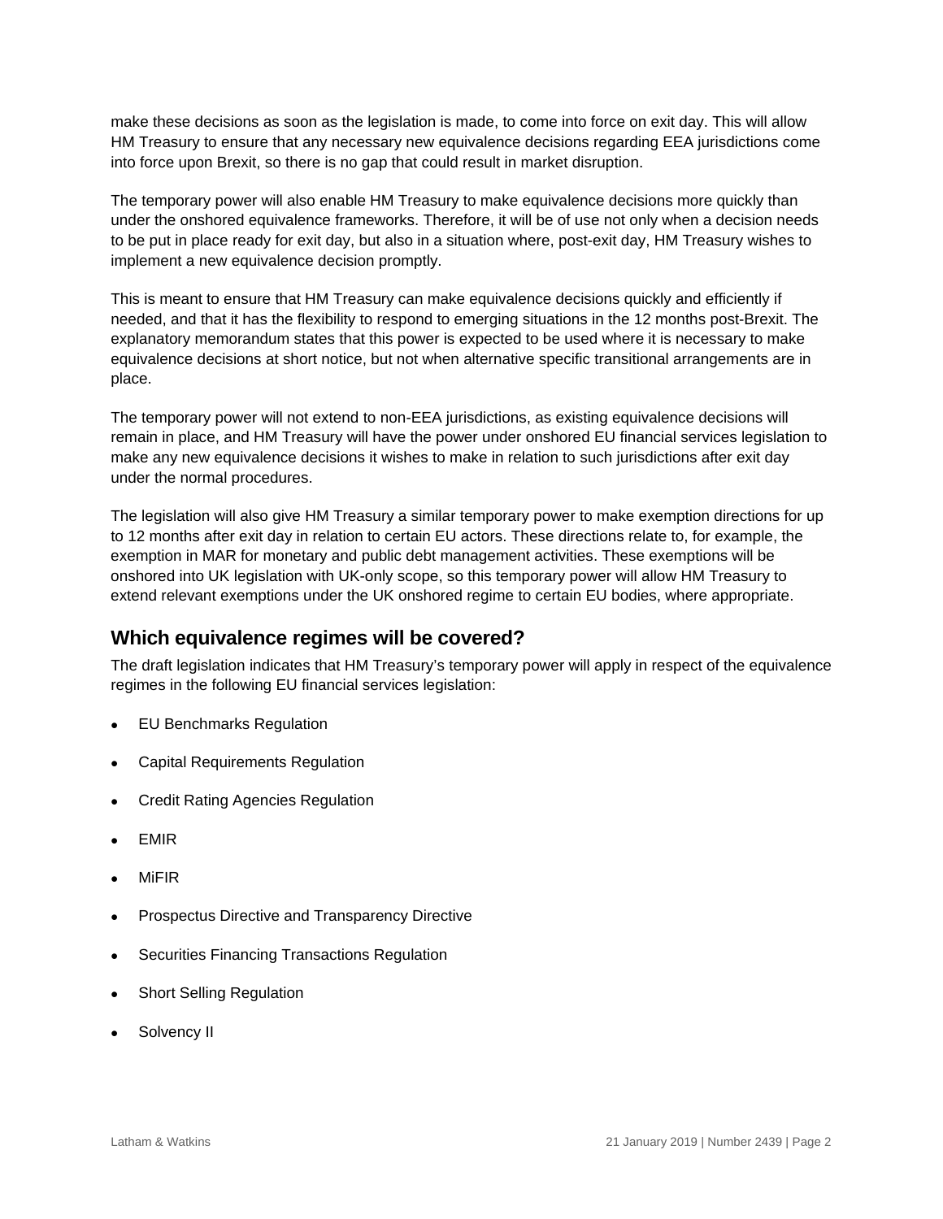make these decisions as soon as the legislation is made, to come into force on exit day. This will allow HM Treasury to ensure that any necessary new equivalence decisions regarding EEA jurisdictions come into force upon Brexit, so there is no gap that could result in market disruption.

The temporary power will also enable HM Treasury to make equivalence decisions more quickly than under the onshored equivalence frameworks. Therefore, it will be of use not only when a decision needs to be put in place ready for exit day, but also in a situation where, post-exit day, HM Treasury wishes to implement a new equivalence decision promptly.

This is meant to ensure that HM Treasury can make equivalence decisions quickly and efficiently if needed, and that it has the flexibility to respond to emerging situations in the 12 months post-Brexit. The explanatory memorandum states that this power is expected to be used where it is necessary to make equivalence decisions at short notice, but not when alternative specific transitional arrangements are in place.

The temporary power will not extend to non-EEA jurisdictions, as existing equivalence decisions will remain in place, and HM Treasury will have the power under onshored EU financial services legislation to make any new equivalence decisions it wishes to make in relation to such jurisdictions after exit day under the normal procedures.

The legislation will also give HM Treasury a similar temporary power to make exemption directions for up to 12 months after exit day in relation to certain EU actors. These directions relate to, for example, the exemption in MAR for monetary and public debt management activities. These exemptions will be onshored into UK legislation with UK-only scope, so this temporary power will allow HM Treasury to extend relevant exemptions under the UK onshored regime to certain EU bodies, where appropriate.

## Which equivalence regimes will be covered?

The draft legislation indicates that HM Treasury's temporary power will apply in respect of the equivalence regimes in the following EU financial services legislation:

- EU Benchmarks Regulation
- Capital Requirements Regulation
- Credit Rating Agencies Regulation
- EMIR
- MiFIR
- Prospectus Directive and Transparency Directive
- Securities Financing Transactions Regulation
- Short Selling Regulation
- Solvency II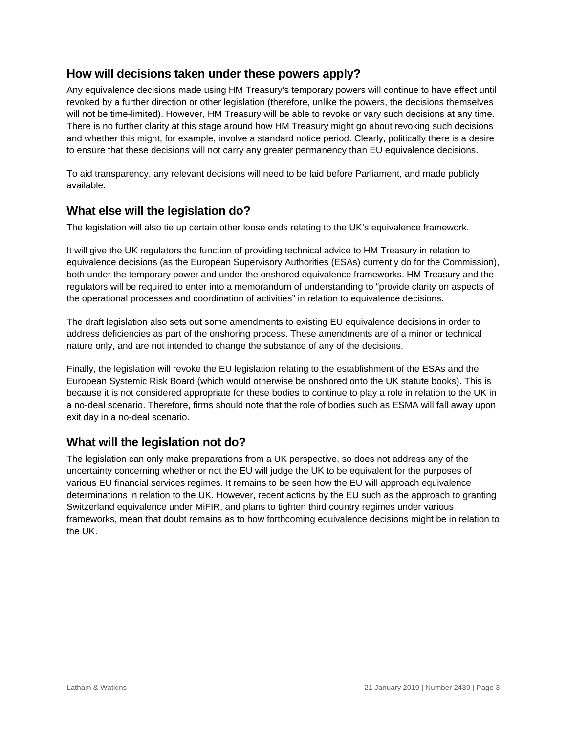## How will decisions taken under these powers apply?

Any equivalence decisions made using HM Treasury's temporary powers will continue to have effect until revoked by a further direction or other legislation (therefore, unlike the powers, the decisions themselves will not be time-limited). However, HM Treasury will be able to revoke or vary such decisions at any time. There is no further clarity at this stage around how HM Treasury might go about revoking such decisions and whether this might, for example, involve a standard notice period. Clearly, politically there is a desire to ensure that these decisions will not carry any greater permanency than EU equivalence decisions.

To aid transparency, any relevant decisions will need to be laid before Parliament, and made publicly available.

## What else will the legislation do?

The legislation will also tie up certain other loose ends relating to the UK's equivalence framework.

It will give the UK regulators the function of providing technical advice to HM Treasury in relation to equivalence decisions (as the European Supervisory Authorities (ESAs) currently do for the Commission), both under the temporary power and under the onshored equivalence frameworks. HM Treasury and the regulators will be required to enter into a memorandum of understanding to "provide clarity on aspects of the operational processes and coordination of activities" in relation to equivalence decisions.

The draft legislation also sets out some amendments to existing EU equivalence decisions in order to address deficiencies as part of the onshoring process. These amendments are of a minor or technical nature only, and are not intended to change the substance of any of the decisions.

Finally, the legislation will revoke the EU legislation relating to the establishment of the ESAs and the European Systemic Risk Board (which would otherwise be onshored onto the UK statute books). This is because it is not considered appropriate for these bodies to continue to play a role in relation to the UK in a no-deal scenario. Therefore, firms should note that the role of bodies such as ESMA will fall away upon exit day in a no-deal scenario.

## What will the legislation not do?

The legislation can only make preparations from a UK perspective, so does not address any of the uncertainty concerning whether or not the EU will judge the UK to be equivalent for the purposes of various EU financial services regimes. It remains to be seen how the EU will approach equivalence determinations in relation to the UK. However, recent actions by the EU such as the approach to granting Switzerland equivalence under MiFIR, and plans to tighten third country regimes under various frameworks, mean that doubt remains as to how forthcoming equivalence decisions might be in relation to the UK.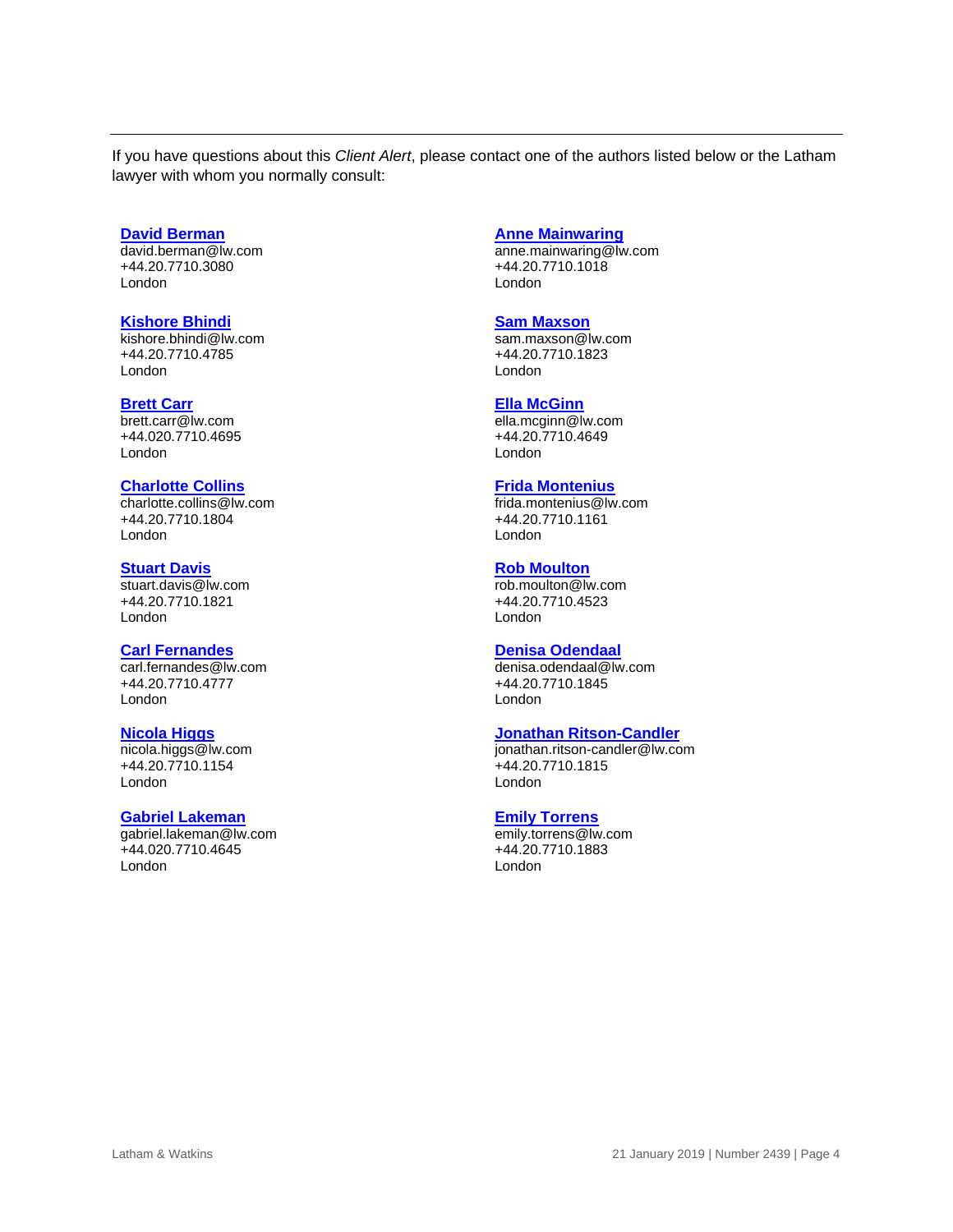If you have questions about this *Client Alert*, please contact one of the authors listed below or the Latham lawyer with whom you normally consult:

**David Berman**
david.berman@lw.com
+44.20.7710.3080
London

**Kishore Bhindi**
kishore.bhindi@lw.com
+44.20.7710.4785
London

**Brett Carr**
brett.carr@lw.com
+44.020.7710.4695
London

**Charlotte Collins**
charlotte.collins@lw.com
+44.20.7710.1804
London

**Stuart Davis**
stuart.davis@lw.com
+44.20.7710.1821
London

**Carl Fernandes**
carl.fernandes@lw.com
+44.20.7710.4777
London

**Nicola Higgs**
nicola.higgs@lw.com
+44.20.7710.1154
London

**Gabriel Lakeman**
gabriel.lakeman@lw.com
+44.020.7710.4645
London

**Anne Mainwaring**
anne.mainwaring@lw.com
+44.20.7710.1018
London

**Sam Maxson**
sam.maxson@lw.com
+44.20.7710.1823
London

**Ella McGinn**
ella.mcginn@lw.com
+44.20.7710.4649
London

**Frida Montenius**
frida.montenius@lw.com
+44.20.7710.1161
London

**Rob Moulton**
rob.moulton@lw.com
+44.20.7710.4523
London

**Denisa Odendaal**
denisa.odendaal@lw.com
+44.20.7710.1845
London

**Jonathan Ritson-Candler**
jonathan.ritson-candler@lw.com
+44.20.7710.1815
London

**Emily Torrens**
emily.torrens@lw.com
+44.20.7710.1883
London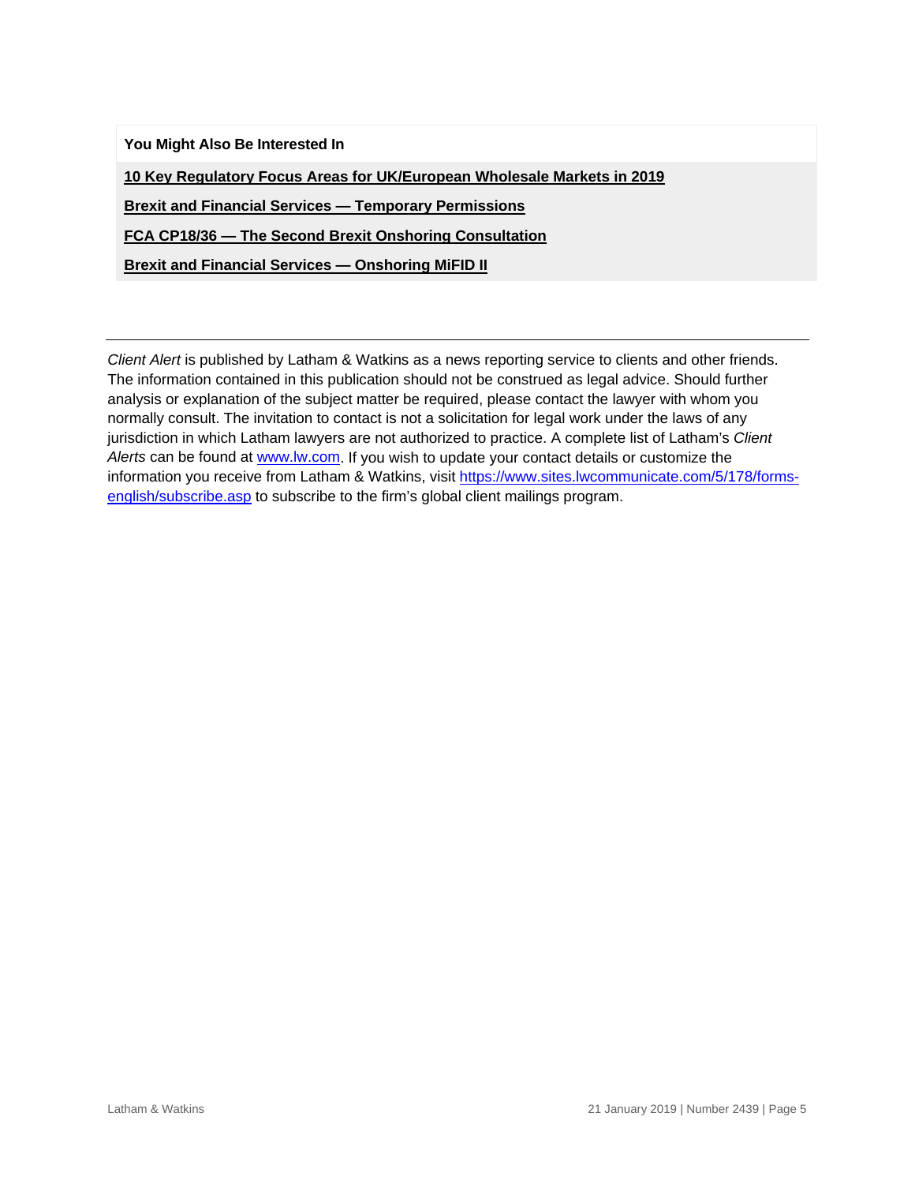**You Might Also Be Interested In**

**10 Key Regulatory Focus Areas for UK/European Wholesale Markets in 2019**

**Brexit and Financial Services — Temporary Permissions**

**FCA CP18/36 — The Second Brexit Onshoring Consultation**

**Brexit and Financial Services — Onshoring MiFID II**

---

*Client Alert* is published by Latham & Watkins as a news reporting service to clients and other friends. The information contained in this publication should not be construed as legal advice. Should further analysis or explanation of the subject matter be required, please contact the lawyer with whom you normally consult. The invitation to contact is not a solicitation for legal work under the laws of any jurisdiction in which Latham lawyers are not authorized to practice. A complete list of Latham's *Client Alerts* can be found at www.lw.com. If you wish to update your contact details or customize the information you receive from Latham & Watkins, visit https://www.sites.lwcommunicate.com/5/178/forms-english/subscribe.asp to subscribe to the firm's global client mailings program.